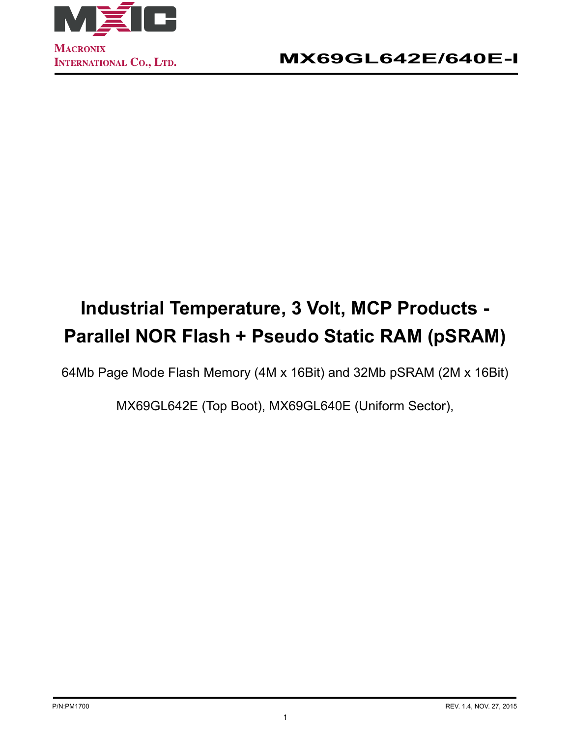# Industrial Temperature, 3 Volt, MCP Products - Parallel NOR Flash + Pseudo Static RAM (pSRAM)

64Mb Page Mode Flash Memory (4M x 16Bit) and 32Mb pSRAM (2M x 16Bit)

MX69GL642E (Top Boot), MX69GL640E (Uniform Sector),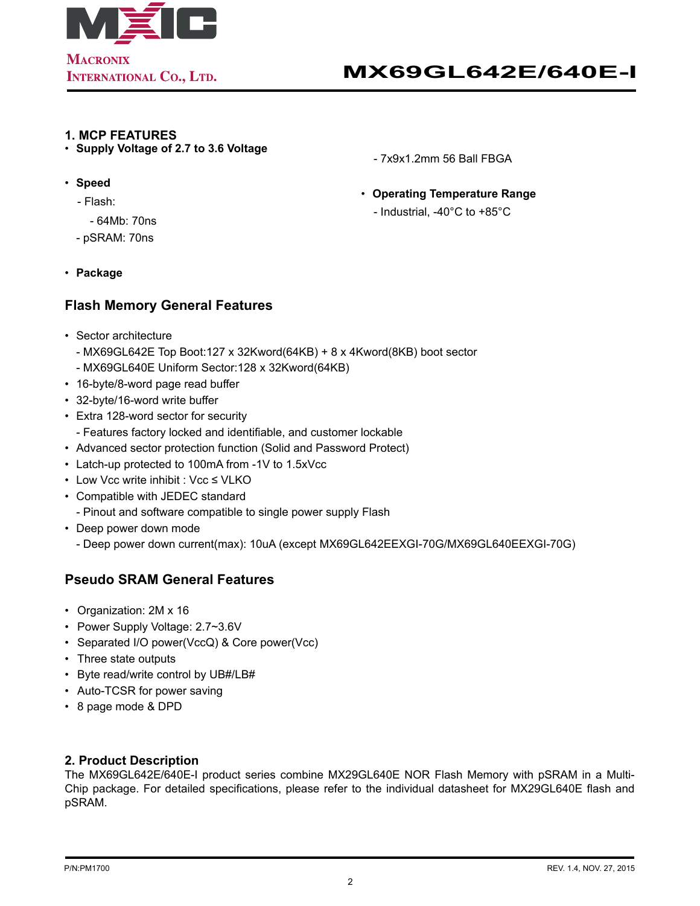## 1. MCP FEATURES

- **Supply Voltage of 2.7 to 3.6 Voltage**
- **Speed**
  - Flash:
    - 64Mb: 70ns
  - pSRAM: 70ns
- **Package**
  - 7x9x1.2mm 56 Ball FBGA
- **Operating Temperature Range**
  - Industrial, -40°C to +85°C

## Flash Memory General Features

- Sector architecture
  - MX69GL642E Top Boot:127 x 32Kword(64KB) + 8 x 4Kword(8KB) boot sector
  - MX69GL640E Uniform Sector:128 x 32Kword(64KB)
- 16-byte/8-word page read buffer
- 32-byte/16-word write buffer
- Extra 128-word sector for security
  - Features factory locked and identifiable, and customer lockable
- Advanced sector protection function (Solid and Password Protect)
- Latch-up protected to 100mA from -1V to 1.5xVcc
- Low Vcc write inhibit : Vcc ≤ VLKO
- Compatible with JEDEC standard
  - Pinout and software compatible to single power supply Flash
- Deep power down mode
  - Deep power down current(max): 10uA (except MX69GL642EEXGI-70G/MX69GL640EEXGI-70G)

## Pseudo SRAM General Features

- Organization: 2M x 16
- Power Supply Voltage: 2.7~3.6V
- Separated I/O power(VccQ) & Core power(Vcc)
- Three state outputs
- Byte read/write control by UB#/LB#
- Auto-TCSR for power saving
- 8 page mode & DPD

## 2. Product Description

The MX69GL642E/640E-I product series combine MX29GL640E NOR Flash Memory with pSRAM in a Multi-Chip package. For detailed specifications, please refer to the individual datasheet for MX29GL640E flash and pSRAM.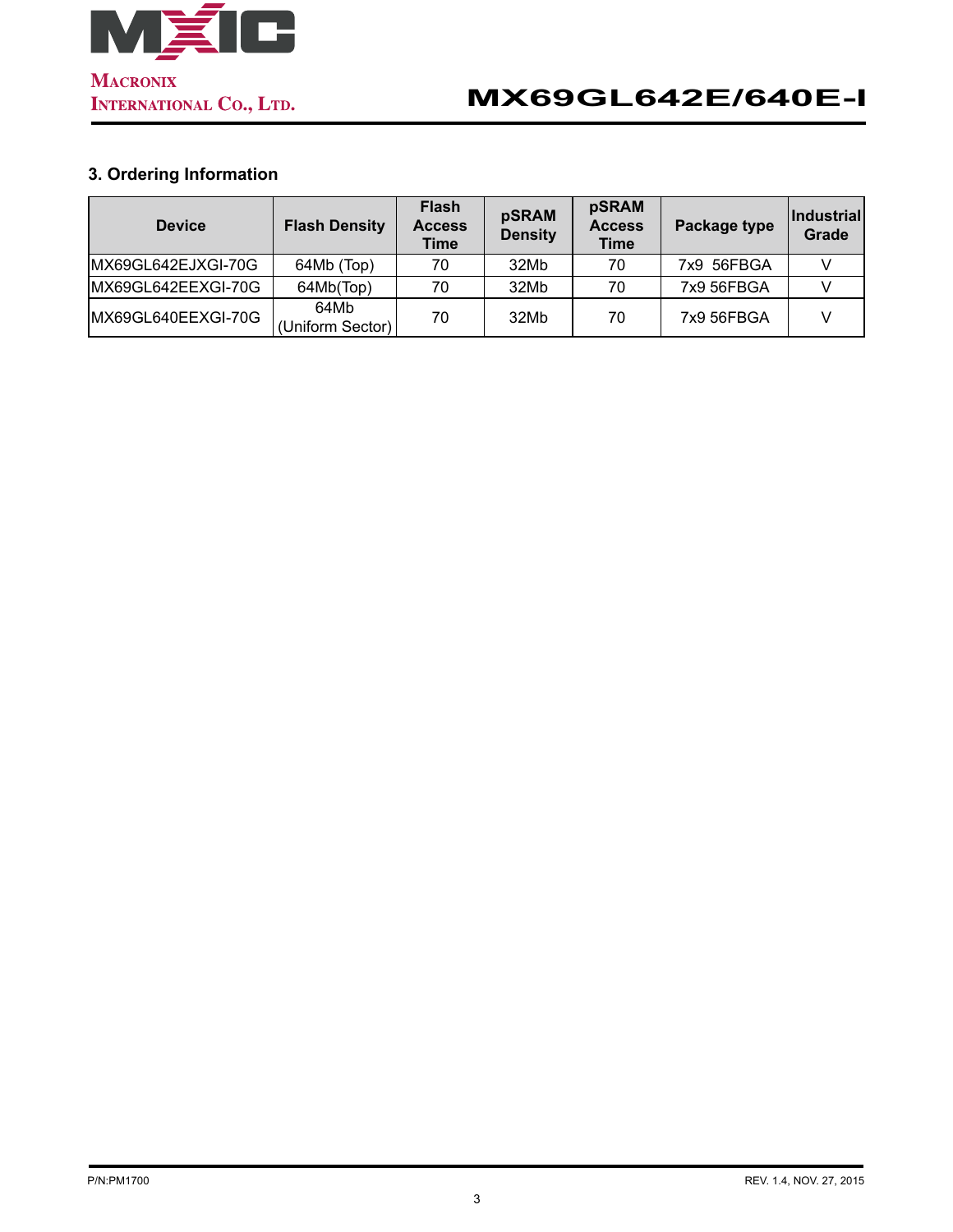## 3. Ordering Information

| Device | Flash Density | Flash Access Time | pSRAM Density | pSRAM Access Time | Package type | Industrial Grade |
|---|---|---|---|---|---|---|
| MX69GL642EJXGI-70G | 64Mb (Top) | 70 | 32Mb | 70 | 7x9 56FBGA | V |
| MX69GL642EEXGI-70G | 64Mb(Top) | 70 | 32Mb | 70 | 7x9 56FBGA | V |
| MX69GL640EEXGI-70G | 64Mb (Uniform Sector) | 70 | 32Mb | 70 | 7x9 56FBGA | V |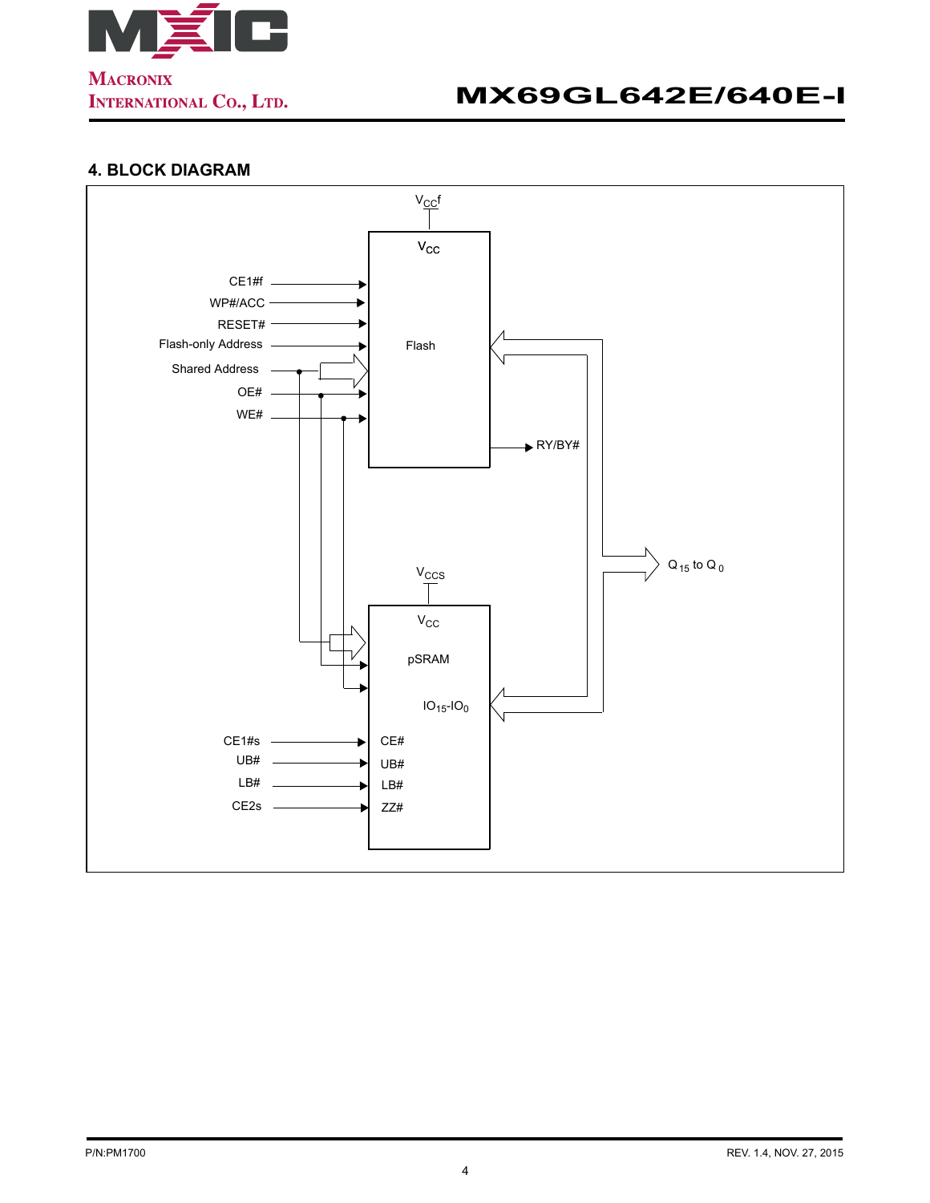## 4. BLOCK DIAGRAM

$V_{CC}f$

**Flash** ($V_{CC}$)

Inputs: CE1#f, WP#/ACC, RESET#, Flash-only Address, Shared Address, OE#, WE#

Output: RY/BY#

$Q_{15}$ to $Q_0$

$V_{CCS}$

**pSRAM** ($V_{CC}$), $IO_{15}$-$IO_0$

Inputs: Shared Address, OE#, WE#, CE1#s → CE#, UB# → UB#, LB# → LB#, CE2s → ZZ#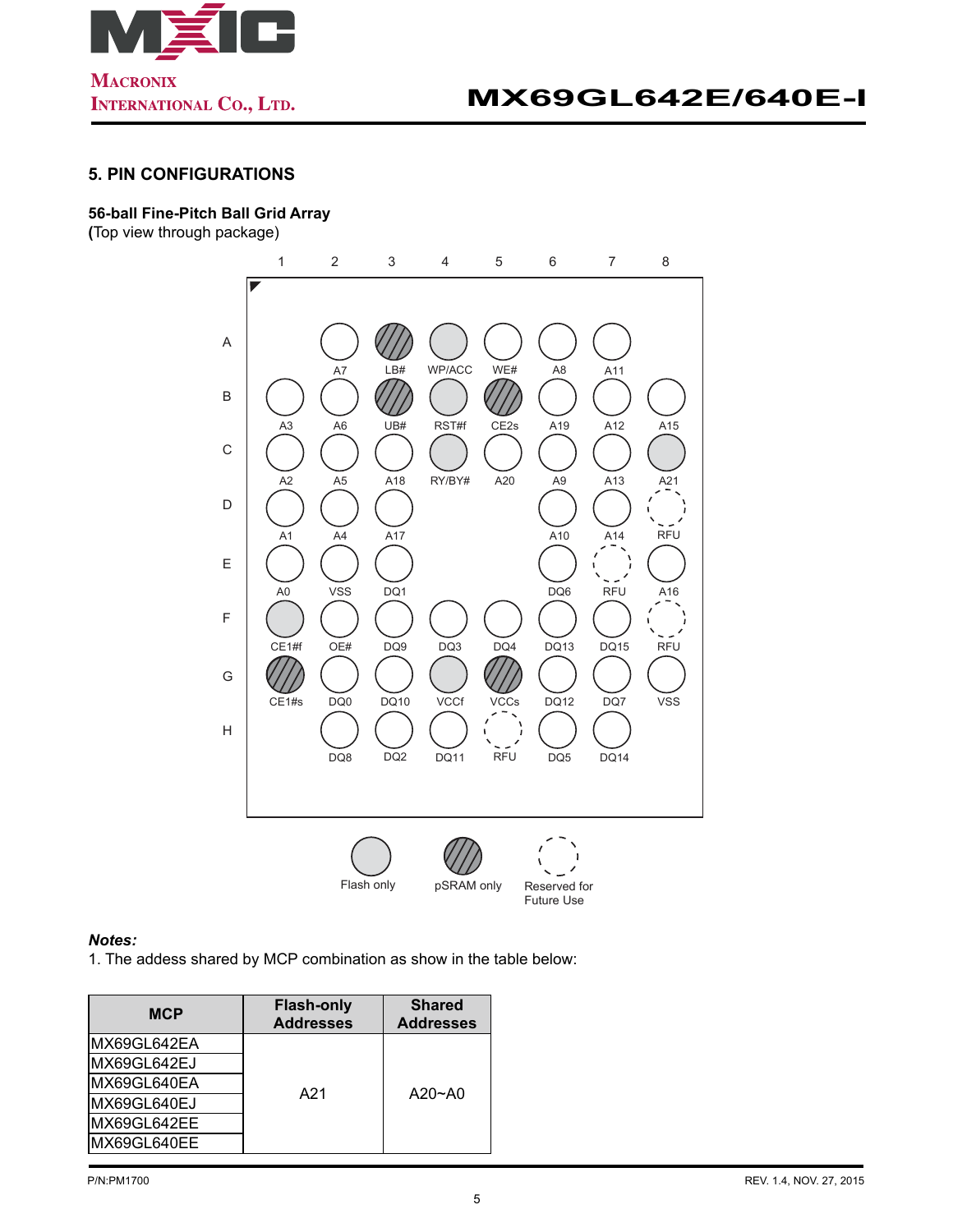## 5. PIN CONFIGURATIONS

### 56-ball Fine-Pitch Ball Grid Array

(Top view through package)

| | 1 | 2 | 3 | 4 | 5 | 6 | 7 | 8 |
|---|---|---|---|---|---|---|---|---|
| A | | A7 | LB# | WP/ACC | WE# | A8 | A11 | |
| B | A3 | A6 | UB# | RST#f | CE2s | A19 | A12 | A15 |
| C | A2 | A5 | A18 | RY/BY# | A20 | A9 | A13 | A21 |
| D | A1 | A4 | A17 | | | A10 | A14 | RFU |
| E | A0 | VSS | DQ1 | | | DQ6 | RFU | A16 |
| F | CE1#f | OE# | DQ9 | DQ3 | DQ4 | DQ13 | DQ15 | RFU |
| G | CE1#s | DQ0 | DQ10 | VCCf | VCCs | DQ12 | DQ7 | VSS |
| H | | DQ8 | DQ2 | DQ11 | RFU | DQ5 | DQ14 | |

Legend:
- Flash only: WP/ACC, RST#f, RY/BY#, A21, CE1#f, VCCf
- pSRAM only: LB#, UB#, WE#, CE2s, CE1#s, VCCs
- Reserved for Future Use: RFU

***Notes:***

1. The addess shared by MCP combination as show in the table below:

| MCP | Flash-only Addresses | Shared Addresses |
|---|---|---|
| MX69GL642EA | A21 | A20~A0 |
| MX69GL642EJ | | |
| MX69GL640EA | | |
| MX69GL640EJ | | |
| MX69GL642EE | | |
| MX69GL640EE | | |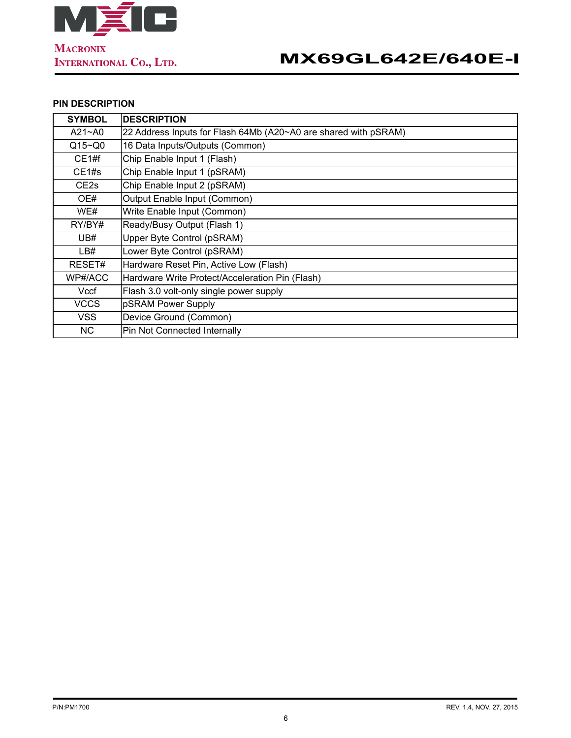## PIN DESCRIPTION

| SYMBOL | DESCRIPTION |
| --- | --- |
| A21~A0 | 22 Address Inputs for Flash 64Mb (A20~A0 are shared with pSRAM) |
| Q15~Q0 | 16 Data Inputs/Outputs (Common) |
| CE1#f | Chip Enable Input 1 (Flash) |
| CE1#s | Chip Enable Input 1 (pSRAM) |
| CE2s | Chip Enable Input 2 (pSRAM) |
| OE# | Output Enable Input (Common) |
| WE# | Write Enable Input (Common) |
| RY/BY# | Ready/Busy Output (Flash 1) |
| UB# | Upper Byte Control (pSRAM) |
| LB# | Lower Byte Control (pSRAM) |
| RESET# | Hardware Reset Pin, Active Low (Flash) |
| WP#/ACC | Hardware Write Protect/Acceleration Pin (Flash) |
| Vccf | Flash 3.0 volt-only single power supply |
| VCCS | pSRAM Power Supply |
| VSS | Device Ground (Common) |
| NC | Pin Not Connected Internally |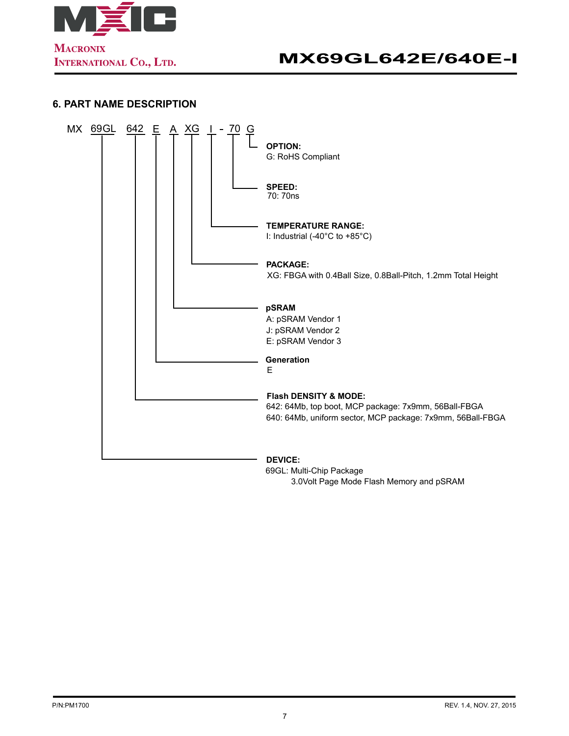## 6. PART NAME DESCRIPTION

MX 69GL 642 E A XG I - 70 G

**OPTION:**
G: RoHS Compliant

**SPEED:**
70: 70ns

**TEMPERATURE RANGE:**
I: Industrial (-40°C to +85°C)

**PACKAGE:**
XG: FBGA with 0.4Ball Size, 0.8Ball-Pitch, 1.2mm Total Height

**pSRAM**
A: pSRAM Vendor 1
J: pSRAM Vendor 2
E: pSRAM Vendor 3

**Generation**
E

**Flash DENSITY & MODE:**
642: 64Mb, top boot, MCP package: 7x9mm, 56Ball-FBGA
640: 64Mb, uniform sector, MCP package: 7x9mm, 56Ball-FBGA

**DEVICE:**
69GL: Multi-Chip Package
3.0Volt Page Mode Flash Memory and pSRAM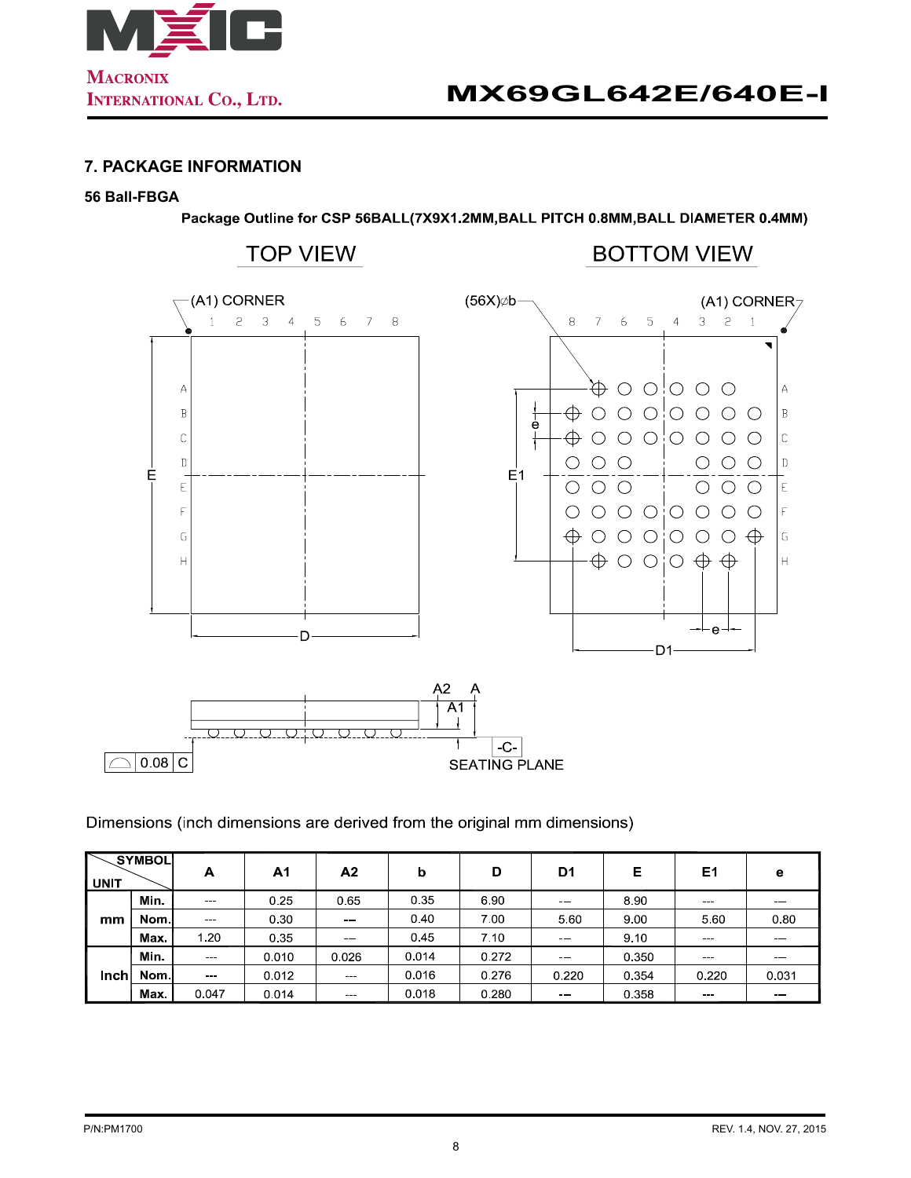## 7. PACKAGE INFORMATION

### 56 Ball-FBGA

**Package Outline for CSP 56BALL(7X9X1.2MM,BALL PITCH 0.8MM,BALL DIAMETER 0.4MM)**

Dimensions (inch dimensions are derived from the original mm dimensions)

| UNIT | SYMBOL | A | A1 | A2 | b | D | D1 | E | E1 | e |
|---|---|---|---|---|---|---|---|---|---|---|
| mm | Min. | --- | 0.25 | 0.65 | 0.35 | 6.90 | --- | 8.90 | --- | --- |
| | Nom. | --- | 0.30 | --- | 0.40 | 7.00 | 5.60 | 9.00 | 5.60 | 0.80 |
| | Max. | 1.20 | 0.35 | --- | 0.45 | 7.10 | --- | 9.10 | --- | --- |
| Inch | Min. | --- | 0.010 | 0.026 | 0.014 | 0.272 | --- | 0.350 | --- | --- |
| | Nom. | --- | 0.012 | --- | 0.016 | 0.276 | 0.220 | 0.354 | 0.220 | 0.031 |
| | Max. | 0.047 | 0.014 | --- | 0.018 | 0.280 | --- | 0.358 | --- | --- |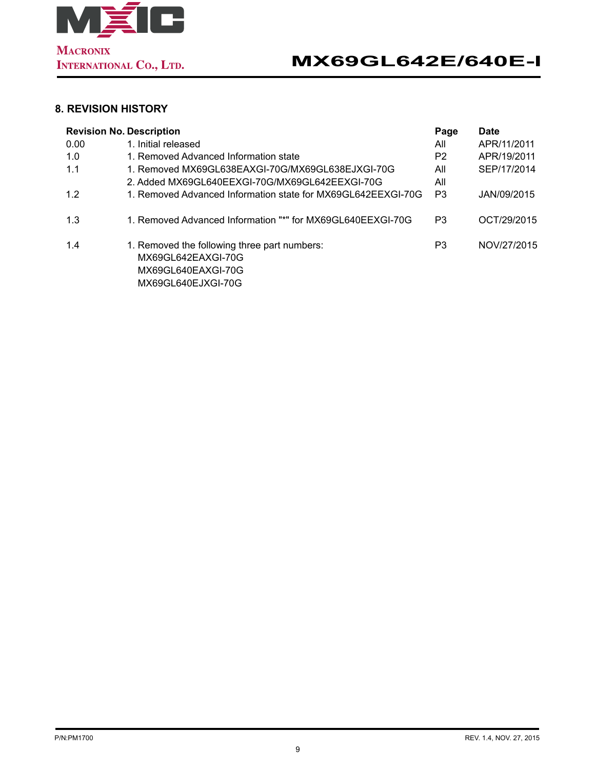## 8. REVISION HISTORY

| Revision No. | Description | Page | Date |
|---|---|---|---|
| 0.00 | 1. Initial released | All | APR/11/2011 |
| 1.0 | 1. Removed Advanced Information state | P2 | APR/19/2011 |
| 1.1 | 1. Removed MX69GL638EAXGI-70G/MX69GL638EJXGI-70G | All | SEP/17/2014 |
| | 2. Added MX69GL640EEXGI-70G/MX69GL642EEXGI-70G | All | |
| 1.2 | 1. Removed Advanced Information state for MX69GL642EEXGI-70G | P3 | JAN/09/2015 |
| 1.3 | 1. Removed Advanced Information "*" for MX69GL640EEXGI-70G | P3 | OCT/29/2015 |
| 1.4 | 1. Removed the following three part numbers: MX69GL642EAXGI-70G MX69GL640EAXGI-70G MX69GL640EJXGI-70G | P3 | NOV/27/2015 |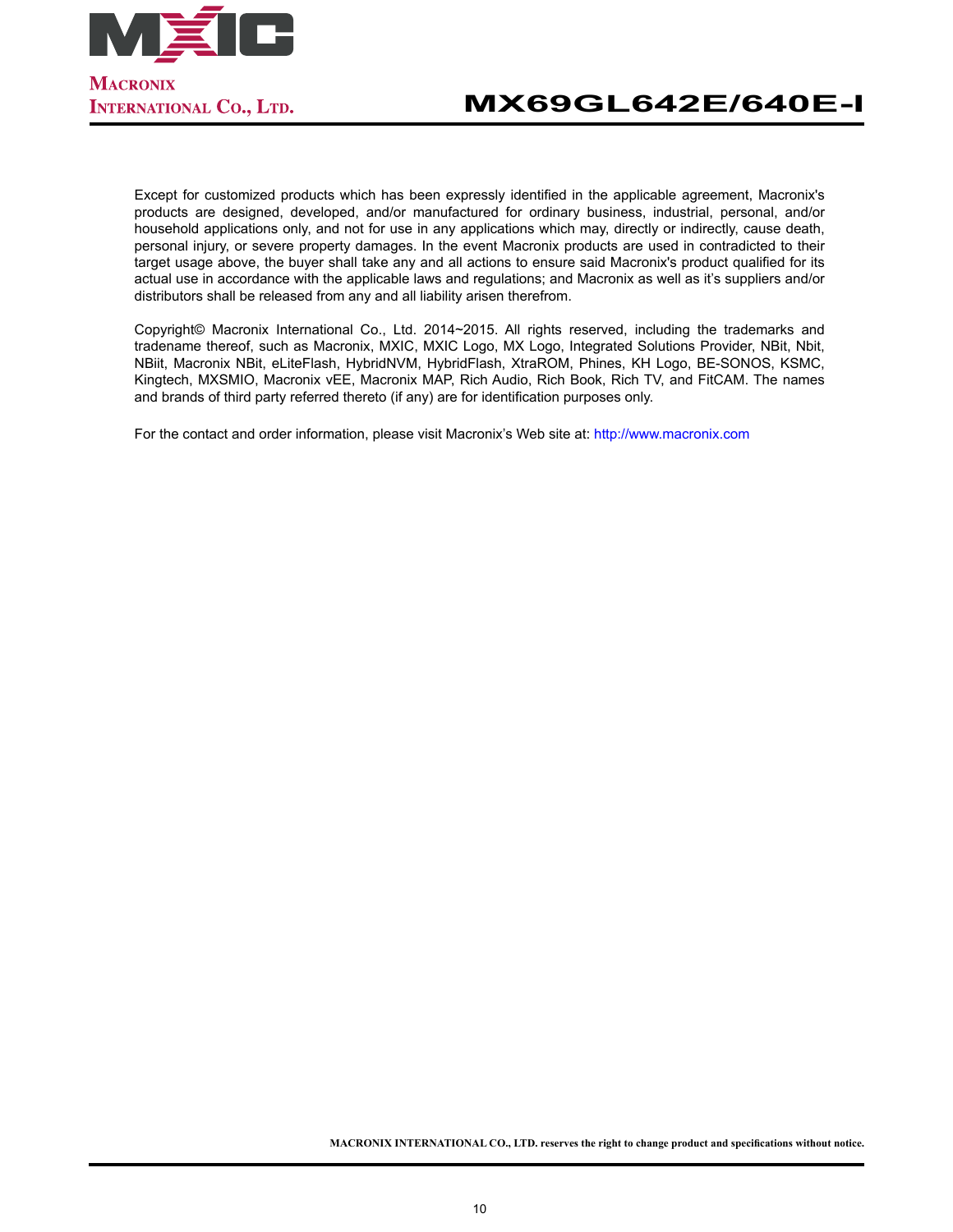Except for customized products which has been expressly identified in the applicable agreement, Macronix's products are designed, developed, and/or manufactured for ordinary business, industrial, personal, and/or household applications only, and not for use in any applications which may, directly or indirectly, cause death, personal injury, or severe property damages. In the event Macronix products are used in contradicted to their target usage above, the buyer shall take any and all actions to ensure said Macronix's product qualified for its actual use in accordance with the applicable laws and regulations; and Macronix as well as it's suppliers and/or distributors shall be released from any and all liability arisen therefrom.

Copyright© Macronix International Co., Ltd. 2014~2015. All rights reserved, including the trademarks and tradename thereof, such as Macronix, MXIC, MXIC Logo, MX Logo, Integrated Solutions Provider, NBit, Nbit, NBiit, Macronix NBit, eLiteFlash, HybridNVM, HybridFlash, XtraROM, Phines, KH Logo, BE-SONOS, KSMC, Kingtech, MXSMIO, Macronix vEE, Macronix MAP, Rich Audio, Rich Book, Rich TV, and FitCAM. The names and brands of third party referred thereto (if any) are for identification purposes only.

For the contact and order information, please visit Macronix's Web site at: http://www.macronix.com